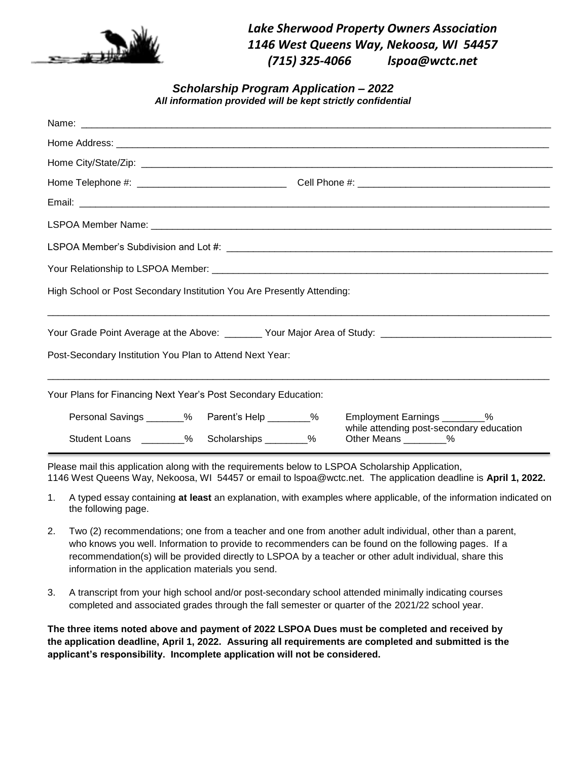*Lake Sherwood Property Owners Association*
*1146 West Queens Way, Nekoosa, WI 54457*
*(715) 325-4066 lspoa@wctc.net*

### *Scholarship Program Application – 2022*

***All information provided will be kept strictly confidential***

Name: ____________________________________________________________

Home Address: ____________________________________________________________

Home City/State/Zip: ____________________________________________________________

Home Telephone #: ____________________________ Cell Phone #: ____________________________

Email: ____________________________________________________________

LSPOA Member Name: ____________________________________________________________

LSPOA Member's Subdivision and Lot #: ____________________________________________________________

Your Relationship to LSPOA Member: ____________________________________________________________

High School or Post Secondary Institution You Are Presently Attending:

____________________________________________________________

Your Grade Point Average at the Above: _______ Your Major Area of Study: ____________________________

Post-Secondary Institution You Plan to Attend Next Year:

____________________________________________________________

Your Plans for Financing Next Year's Post Secondary Education:

Personal Savings _______% Parent's Help ________% Employment Earnings ________% while attending post-secondary education

Student Loans ________% Scholarships ________% Other Means ________%

---

Please mail this application along with the requirements below to LSPOA Scholarship Application, 1146 West Queens Way, Nekoosa, WI 54457 or email to lspoa@wctc.net. The application deadline is **April 1, 2022.**

1. A typed essay containing **at least** an explanation, with examples where applicable, of the information indicated on the following page.
2. Two (2) recommendations; one from a teacher and one from another adult individual, other than a parent, who knows you well. Information to provide to recommenders can be found on the following pages. If a recommendation(s) will be provided directly to LSPOA by a teacher or other adult individual, share this information in the application materials you send.
3. A transcript from your high school and/or post-secondary school attended minimally indicating courses completed and associated grades through the fall semester or quarter of the 2021/22 school year.

**The three items noted above and payment of 2022 LSPOA Dues must be completed and received by the application deadline, April 1, 2022. Assuring all requirements are completed and submitted is the applicant's responsibility. Incomplete application will not be considered.**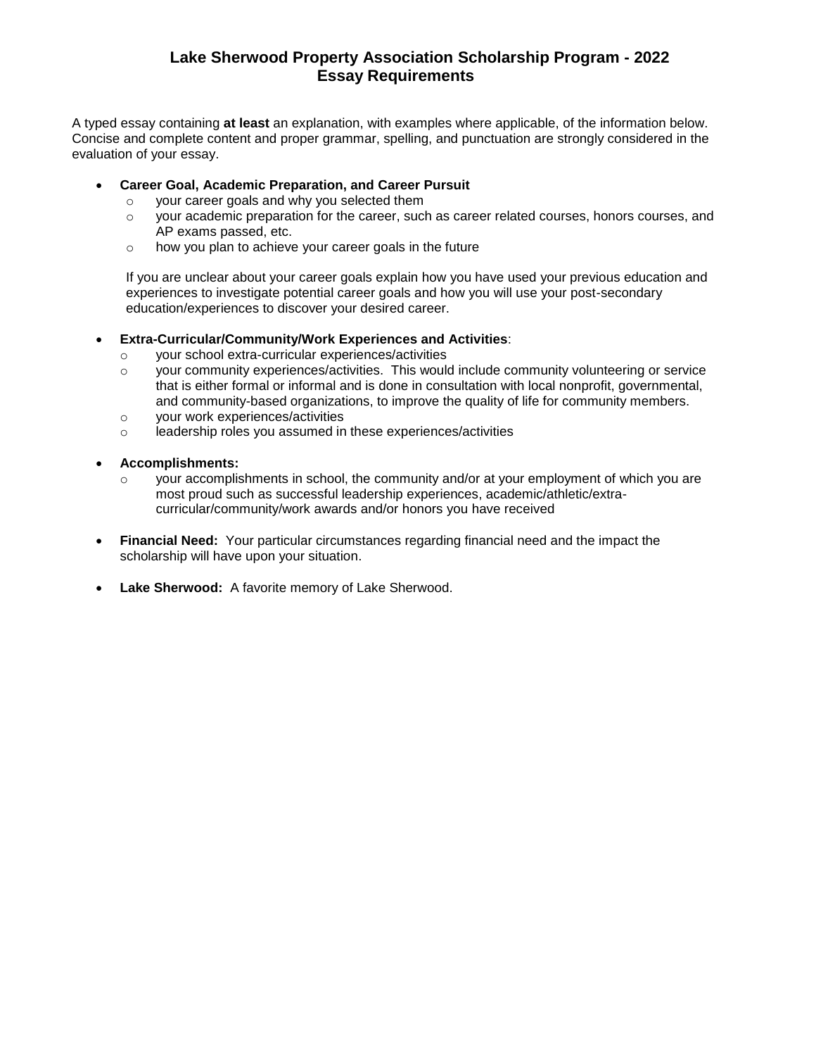## Lake Sherwood Property Association Scholarship Program - 2022
## Essay Requirements

A typed essay containing **at least** an explanation, with examples where applicable, of the information below. Concise and complete content and proper grammar, spelling, and punctuation are strongly considered in the evaluation of your essay.

- **Career Goal, Academic Preparation, and Career Pursuit**
  - your career goals and why you selected them
  - your academic preparation for the career, such as career related courses, honors courses, and AP exams passed, etc.
  - how you plan to achieve your career goals in the future

  If you are unclear about your career goals explain how you have used your previous education and experiences to investigate potential career goals and how you will use your post-secondary education/experiences to discover your desired career.

- **Extra-Curricular/Community/Work Experiences and Activities**:
  - your school extra-curricular experiences/activities
  - your community experiences/activities. This would include community volunteering or service that is either formal or informal and is done in consultation with local nonprofit, governmental, and community-based organizations, to improve the quality of life for community members.
  - your work experiences/activities
  - leadership roles you assumed in these experiences/activities

- **Accomplishments:**
  - your accomplishments in school, the community and/or at your employment of which you are most proud such as successful leadership experiences, academic/athletic/extra-curricular/community/work awards and/or honors you have received

- **Financial Need:** Your particular circumstances regarding financial need and the impact the scholarship will have upon your situation.

- **Lake Sherwood:** A favorite memory of Lake Sherwood.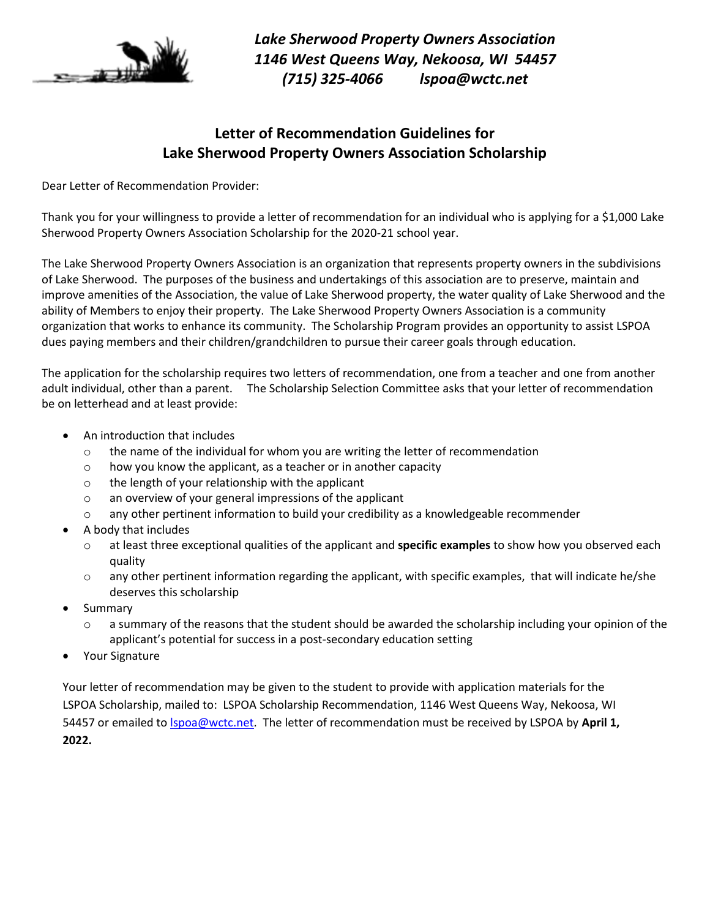*Lake Sherwood Property Owners Association*
*1146 West Queens Way, Nekoosa, WI 54457*
*(715) 325-4066 lspoa@wctc.net*

## Letter of Recommendation Guidelines for Lake Sherwood Property Owners Association Scholarship

Dear Letter of Recommendation Provider:

Thank you for your willingness to provide a letter of recommendation for an individual who is applying for a $1,000 Lake Sherwood Property Owners Association Scholarship for the 2020-21 school year.

The Lake Sherwood Property Owners Association is an organization that represents property owners in the subdivisions of Lake Sherwood. The purposes of the business and undertakings of this association are to preserve, maintain and improve amenities of the Association, the value of Lake Sherwood property, the water quality of Lake Sherwood and the ability of Members to enjoy their property. The Lake Sherwood Property Owners Association is a community organization that works to enhance its community. The Scholarship Program provides an opportunity to assist LSPOA dues paying members and their children/grandchildren to pursue their career goals through education.

The application for the scholarship requires two letters of recommendation, one from a teacher and one from another adult individual, other than a parent. The Scholarship Selection Committee asks that your letter of recommendation be on letterhead and at least provide:

- An introduction that includes
  - the name of the individual for whom you are writing the letter of recommendation
  - how you know the applicant, as a teacher or in another capacity
  - the length of your relationship with the applicant
  - an overview of your general impressions of the applicant
  - any other pertinent information to build your credibility as a knowledgeable recommender
- A body that includes
  - at least three exceptional qualities of the applicant and **specific examples** to show how you observed each quality
  - any other pertinent information regarding the applicant, with specific examples, that will indicate he/she deserves this scholarship
- Summary
  - a summary of the reasons that the student should be awarded the scholarship including your opinion of the applicant's potential for success in a post-secondary education setting
- Your Signature

Your letter of recommendation may be given to the student to provide with application materials for the LSPOA Scholarship, mailed to: LSPOA Scholarship Recommendation, 1146 West Queens Way, Nekoosa, WI 54457 or emailed to lspoa@wctc.net. The letter of recommendation must be received by LSPOA by **April 1, 2022.**